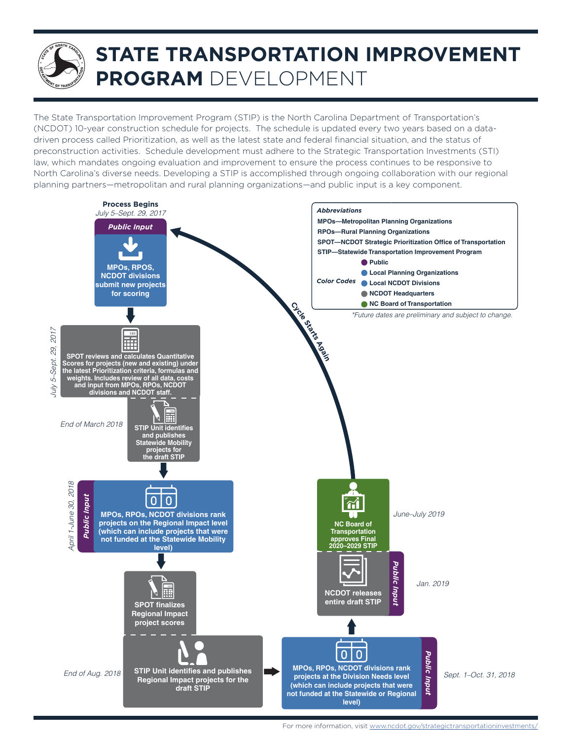# STATE TRANSPORTATION IMPROVEMENT PROGRAM DEVELOPMENT

The State Transportation Improvement Program (STIP) is the North Carolina Department of Transportation's (NCDOT) 10-year construction schedule for projects. The schedule is updated every two years based on a data-driven process called Prioritization, as well as the latest state and federal financial situation, and the status of preconstruction activities. Schedule development must adhere to the Strategic Transportation Investments (STI) law, which mandates ongoing evaluation and improvement to ensure the process continues to be responsive to North Carolina's diverse needs. Developing a STIP is accomplished through ongoing collaboration with our regional planning partners—metropolitan and rural planning organizations—and public input is a key component.

**Process Begins**
*July 5–Sept. 29, 2017*

1. ***Public Input*** — **MPOs, RPOS, NCDOT divisions submit new projects for scoring**
2. *July 5–Sept. 29, 2017* — **SPOT reviews and calculates Quantitative Scores for projects (new and existing) under the latest Prioritization criteria, formulas and weights. Includes review of all data, costs and input from MPOs, RPOs, NCDOT divisions and NCDOT staff.**
3. *End of March 2018* — **STIP Unit identifies and publishes Statewide Mobility projects for the draft STIP**
4. *April 1–June 30, 2018* — ***Public Input*** — **MPOs, RPOs, NCDOT divisions rank projects on the Regional Impact level (which can include projects that were not funded at the Statewide Mobility level)**
5. **SPOT finalizes Regional Impact project scores**
6. *End of Aug. 2018* — **STIP Unit identifies and publishes Regional Impact projects for the draft STIP**
7. *Sept. 1–Oct. 31, 2018* — ***Public Input*** — **MPOs, RPOs, NCDOT divisions rank projects at the Division Needs level (which can include projects that were not funded at the Statewide or Regional level)**
8. *Jan. 2019* — ***Public Input*** — **NCDOT releases entire draft STIP**
9. *June–July 2019* — **NC Board of Transportation approves Final 2020–2029 STIP**

**Cycle Starts Again**

***Abbreviations***

- **MPOs—Metropolitan Planning Organizations**
- **RPOs—Rural Planning Organizations**
- **SPOT—NCDOT Strategic Prioritization Office of Transportation**
- **STIP—Statewide Transportation Improvement Program**

***Color Codes***

- **Public**
- **Local Planning Organizations**
- **Local NCDOT Divisions**
- **NCDOT Headquarters**
- **NC Board of Transportation**

*\*Future dates are preliminary and subject to change.*

For more information, visit www.ncdot.gov/strategictransportationinvestments/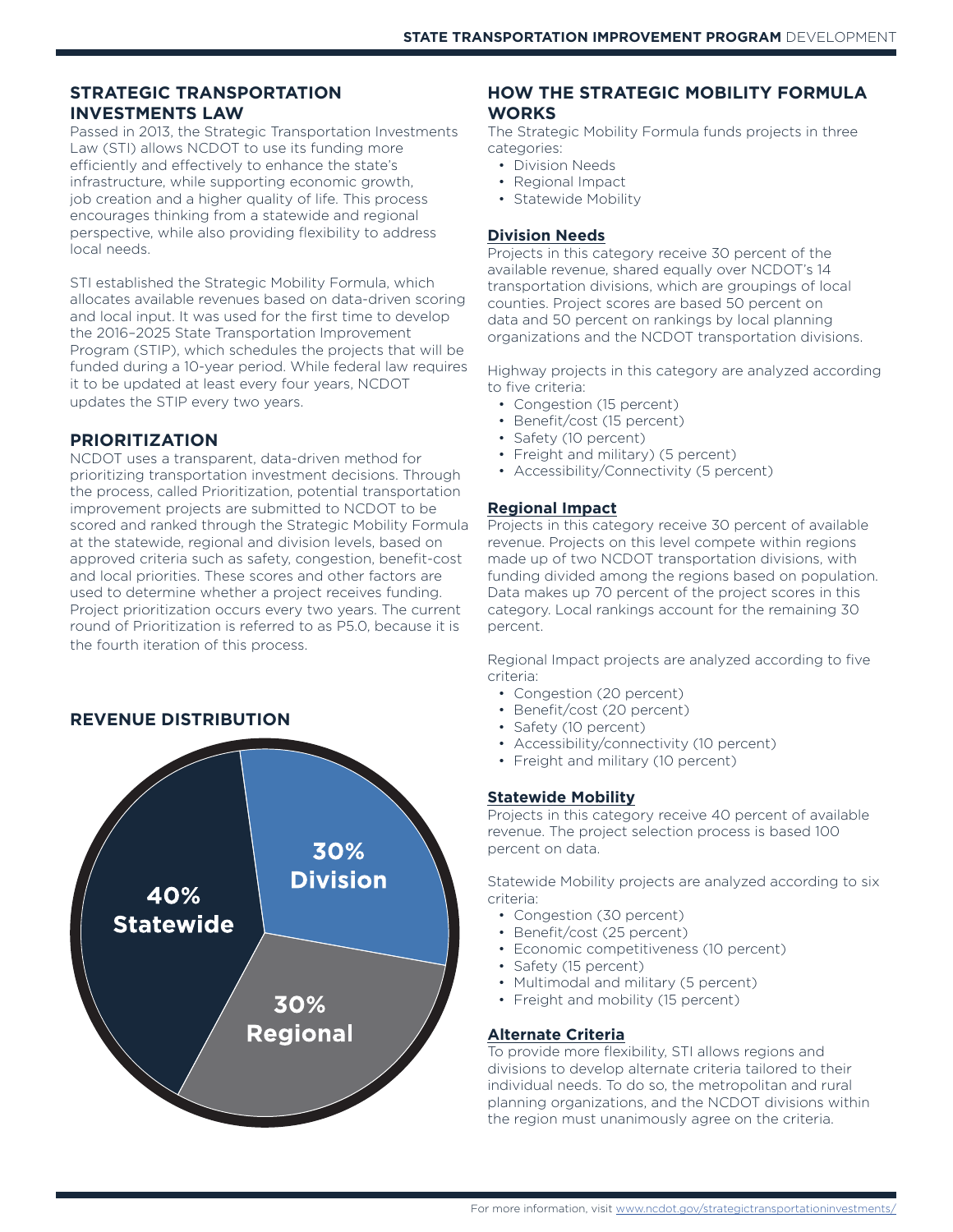## STRATEGIC TRANSPORTATION INVESTMENTS LAW

Passed in 2013, the Strategic Transportation Investments Law (STI) allows NCDOT to use its funding more efficiently and effectively to enhance the state's infrastructure, while supporting economic growth, job creation and a higher quality of life. This process encourages thinking from a statewide and regional perspective, while also providing flexibility to address local needs.

STI established the Strategic Mobility Formula, which allocates available revenues based on data-driven scoring and local input. It was used for the first time to develop the 2016–2025 State Transportation Improvement Program (STIP), which schedules the projects that will be funded during a 10-year period. While federal law requires it to be updated at least every four years, NCDOT updates the STIP every two years.

## PRIORITIZATION

NCDOT uses a transparent, data-driven method for prioritizing transportation investment decisions. Through the process, called Prioritization, potential transportation improvement projects are submitted to NCDOT to be scored and ranked through the Strategic Mobility Formula at the statewide, regional and division levels, based on approved criteria such as safety, congestion, benefit-cost and local priorities. These scores and other factors are used to determine whether a project receives funding. Project prioritization occurs every two years. The current round of Prioritization is referred to as P5.0, because it is the fourth iteration of this process.

## REVENUE DISTRIBUTION

- 40% Statewide
- 30% Division
- 30% Regional

## HOW THE STRATEGIC MOBILITY FORMULA WORKS

The Strategic Mobility Formula funds projects in three categories:

- Division Needs
- Regional Impact
- Statewide Mobility

### Division Needs

Projects in this category receive 30 percent of the available revenue, shared equally over NCDOT's 14 transportation divisions, which are groupings of local counties. Project scores are based 50 percent on data and 50 percent on rankings by local planning organizations and the NCDOT transportation divisions.

Highway projects in this category are analyzed according to five criteria:

- Congestion (15 percent)
- Benefit/cost (15 percent)
- Safety (10 percent)
- Freight and military) (5 percent)
- Accessibility/Connectivity (5 percent)

### Regional Impact

Projects in this category receive 30 percent of available revenue. Projects on this level compete within regions made up of two NCDOT transportation divisions, with funding divided among the regions based on population. Data makes up 70 percent of the project scores in this category. Local rankings account for the remaining 30 percent.

Regional Impact projects are analyzed according to five criteria:

- Congestion (20 percent)
- Benefit/cost (20 percent)
- Safety (10 percent)
- Accessibility/connectivity (10 percent)
- Freight and military (10 percent)

### Statewide Mobility

Projects in this category receive 40 percent of available revenue. The project selection process is based 100 percent on data.

Statewide Mobility projects are analyzed according to six criteria:

- Congestion (30 percent)
- Benefit/cost (25 percent)
- Economic competitiveness (10 percent)
- Safety (15 percent)
- Multimodal and military (5 percent)
- Freight and mobility (15 percent)

### Alternate Criteria

To provide more flexibility, STI allows regions and divisions to develop alternate criteria tailored to their individual needs. To do so, the metropolitan and rural planning organizations, and the NCDOT divisions within the region must unanimously agree on the criteria.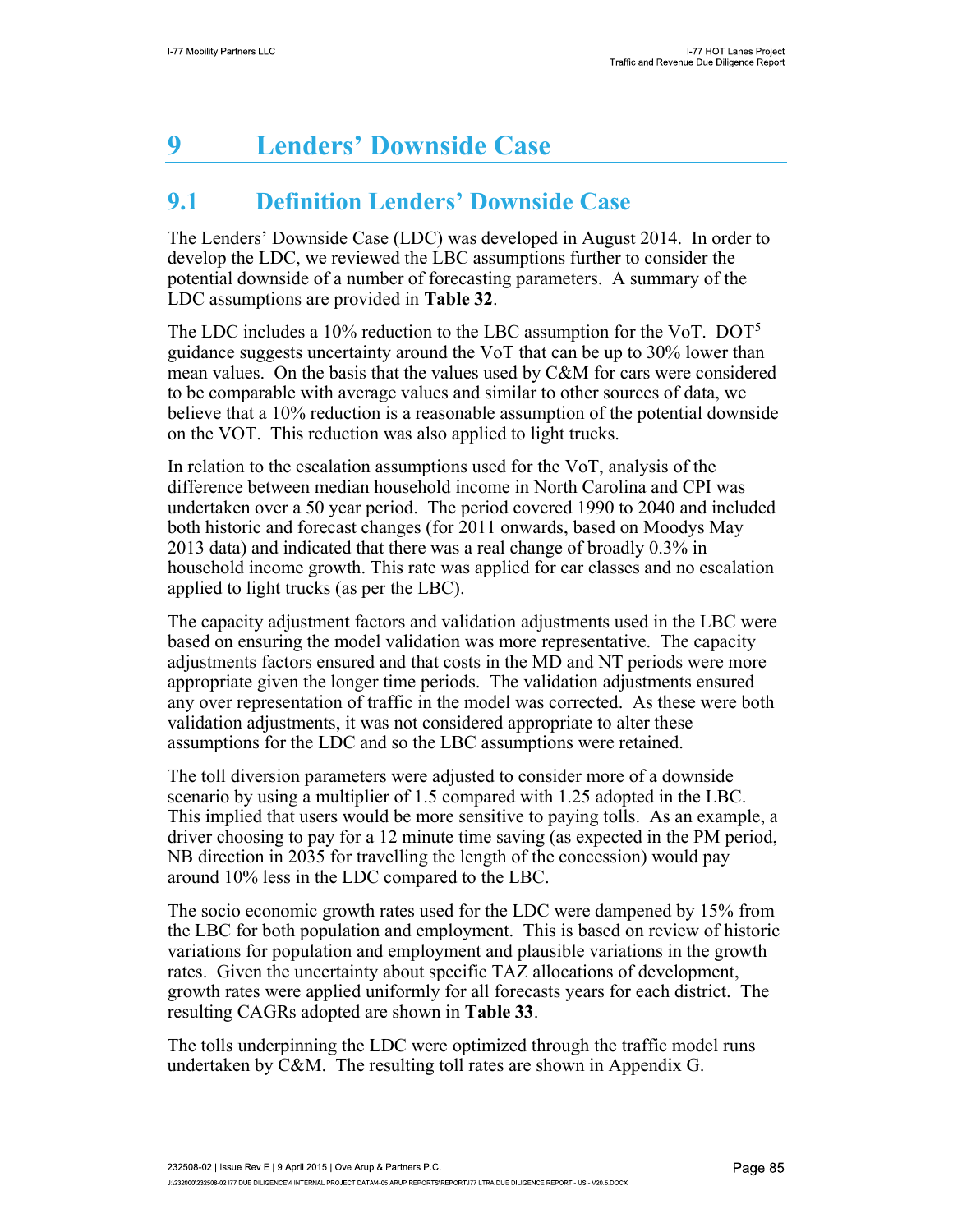# 9 Lenders' Downside Case

## 9.1 Definition Lenders' Downside Case

The Lenders' Downside Case (LDC) was developed in August 2014. In order to develop the LDC, we reviewed the LBC assumptions further to consider the potential downside of a number of forecasting parameters. A summary of the LDC assumptions are provided in **Table 32**.

The LDC includes a 10% reduction to the LBC assumption for the VoT. DOT[5] guidance suggests uncertainty around the VoT that can be up to 30% lower than mean values. On the basis that the values used by C&M for cars were considered to be comparable with average values and similar to other sources of data, we believe that a 10% reduction is a reasonable assumption of the potential downside on the VOT. This reduction was also applied to light trucks.

In relation to the escalation assumptions used for the VoT, analysis of the difference between median household income in North Carolina and CPI was undertaken over a 50 year period. The period covered 1990 to 2040 and included both historic and forecast changes (for 2011 onwards, based on Moodys May 2013 data) and indicated that there was a real change of broadly 0.3% in household income growth. This rate was applied for car classes and no escalation applied to light trucks (as per the LBC).

The capacity adjustment factors and validation adjustments used in the LBC were based on ensuring the model validation was more representative. The capacity adjustments factors ensured and that costs in the MD and NT periods were more appropriate given the longer time periods. The validation adjustments ensured any over representation of traffic in the model was corrected. As these were both validation adjustments, it was not considered appropriate to alter these assumptions for the LDC and so the LBC assumptions were retained.

The toll diversion parameters were adjusted to consider more of a downside scenario by using a multiplier of 1.5 compared with 1.25 adopted in the LBC. This implied that users would be more sensitive to paying tolls. As an example, a driver choosing to pay for a 12 minute time saving (as expected in the PM period, NB direction in 2035 for travelling the length of the concession) would pay around 10% less in the LDC compared to the LBC.

The socio economic growth rates used for the LDC were dampened by 15% from the LBC for both population and employment. This is based on review of historic variations for population and employment and plausible variations in the growth rates. Given the uncertainty about specific TAZ allocations of development, growth rates were applied uniformly for all forecasts years for each district. The resulting CAGRs adopted are shown in **Table 33**.

The tolls underpinning the LDC were optimized through the traffic model runs undertaken by C&M. The resulting toll rates are shown in Appendix G.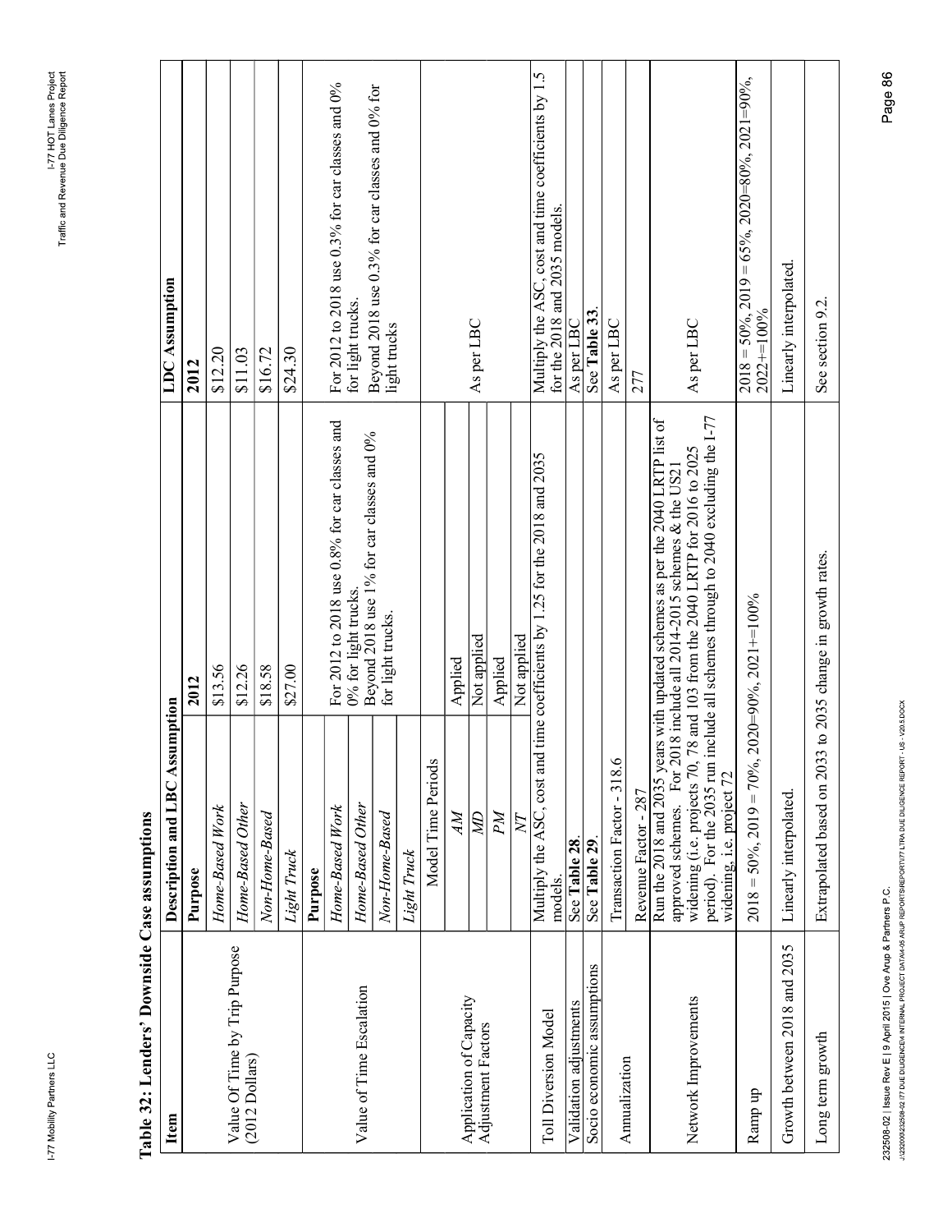**Table 32: Lenders' Downside Case assumptions**

| Item | Description and LBC Assumption | | LDC Assumption |
|---|---|---|---|
| Value Of Time by Trip Purpose (2012 Dollars) | **Purpose** | **2012** | **2012** |
| | *Home-Based Work* | $13.56 | $12.20 |
| | *Home-Based Other* | $12.26 | $11.03 |
| | *Non-Home-Based* | $18.58 | $16.72 |
| | *Light Truck* | $27.00 | $24.30 |
| Value of Time Escalation | **Purpose** | | |
| | *Home-Based Work* | For 2012 to 2018 use 0.8% for car classes and 0% for light trucks. Beyond 2018 use 1% for car classes and 0% for light trucks. | For 2012 to 2018 use 0.3% for car classes and 0% for light trucks. Beyond 2018 use 0.3% for car classes and 0% for light trucks |
| | *Home-Based Other* | | |
| | *Non-Home-Based* | | |
| | *Light Truck* | | |
| Application of Capacity Adjustment Factors | Model Time Periods | | As per LBC |
| | *AM* | Applied | |
| | *MD* | Not applied | |
| | *PM* | Applied | |
| | *NT* | Not applied | |
| Toll Diversion Model | Multiply the ASC, cost and time coefficients by 1.25 for the 2018 and 2035 models. | | Multiply the ASC, cost and time coefficients by 1.5 for the 2018 and 2035 models. |
| Validation adjustments | See **Table 28**. | | As per LBC |
| Socio economic assumptions | See **Table 29**. | | See **Table 33**. |
| Annualization | Transaction Factor - 318.6 | | As per LBC |
| | Revenue Factor - 287 | | 277 |
| Network Improvements | Run the 2018 and 2035 years with updated schemes as per the 2040 LRTP list of approved schemes. For 2018 include all 2014-2015 schemes & the US21 widening (i.e. projects 70, 78 and 103 from the 2040 LRTP for 2016 to 2025 period). For the 2035 run include all schemes through to 2040 excluding the I-77 widening, i.e. project 72 | | As per LBC |
| Ramp up | 2018 = 50%, 2019 = 70%, 2020=90%, 2021+=100% | | 2018 = 50%, 2019 = 65%, 2020=80%, 2021=90%, 2022+=100% |
| Growth between 2018 and 2035 | Linearly interpolated. | | Linearly interpolated. |
| Long term growth | Extrapolated based on 2033 to 2035 change in growth rates. | | See section 9.2. |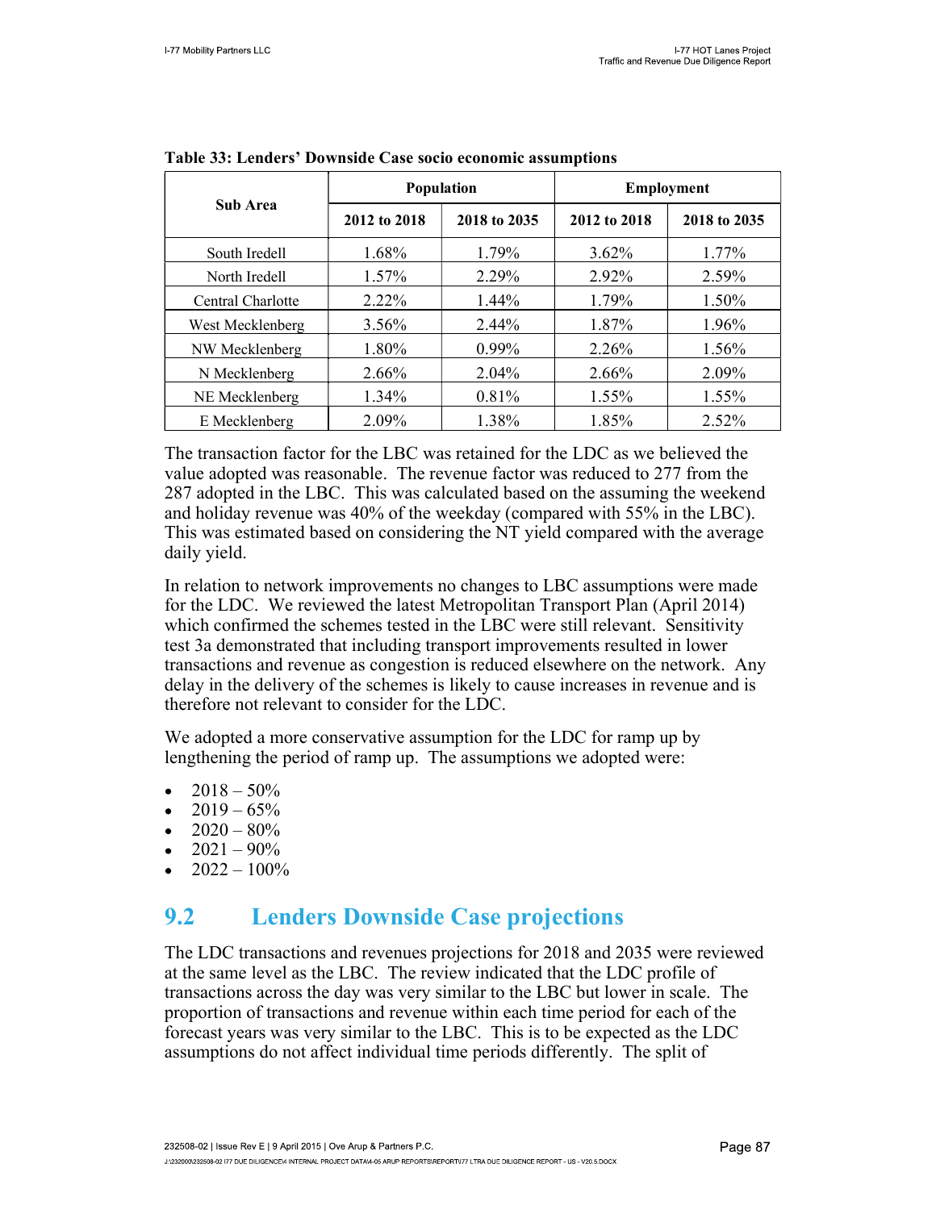**Table 33: Lenders' Downside Case socio economic assumptions**

| Sub Area | Population | | Employment | |
|---|---|---|---|---|
| | 2012 to 2018 | 2018 to 2035 | 2012 to 2018 | 2018 to 2035 |
| South Iredell | 1.68% | 1.79% | 3.62% | 1.77% |
| North Iredell | 1.57% | 2.29% | 2.92% | 2.59% |
| Central Charlotte | 2.22% | 1.44% | 1.79% | 1.50% |
| West Mecklenberg | 3.56% | 2.44% | 1.87% | 1.96% |
| NW Mecklenberg | 1.80% | 0.99% | 2.26% | 1.56% |
| N Mecklenberg | 2.66% | 2.04% | 2.66% | 2.09% |
| NE Mecklenberg | 1.34% | 0.81% | 1.55% | 1.55% |
| E Mecklenberg | 2.09% | 1.38% | 1.85% | 2.52% |

The transaction factor for the LBC was retained for the LDC as we believed the value adopted was reasonable. The revenue factor was reduced to 277 from the 287 adopted in the LBC. This was calculated based on the assuming the weekend and holiday revenue was 40% of the weekday (compared with 55% in the LBC). This was estimated based on considering the NT yield compared with the average daily yield.

In relation to network improvements no changes to LBC assumptions were made for the LDC. We reviewed the latest Metropolitan Transport Plan (April 2014) which confirmed the schemes tested in the LBC were still relevant. Sensitivity test 3a demonstrated that including transport improvements resulted in lower transactions and revenue as congestion is reduced elsewhere on the network. Any delay in the delivery of the schemes is likely to cause increases in revenue and is therefore not relevant to consider for the LDC.

We adopted a more conservative assumption for the LDC for ramp up by lengthening the period of ramp up. The assumptions we adopted were:

- 2018 – 50%
- 2019 – 65%
- 2020 – 80%
- 2021 – 90%
- 2022 – 100%

## 9.2 Lenders Downside Case projections

The LDC transactions and revenues projections for 2018 and 2035 were reviewed at the same level as the LBC. The review indicated that the LDC profile of transactions across the day was very similar to the LBC but lower in scale. The proportion of transactions and revenue within each time period for each of the forecast years was very similar to the LBC. This is to be expected as the LDC assumptions do not affect individual time periods differently. The split of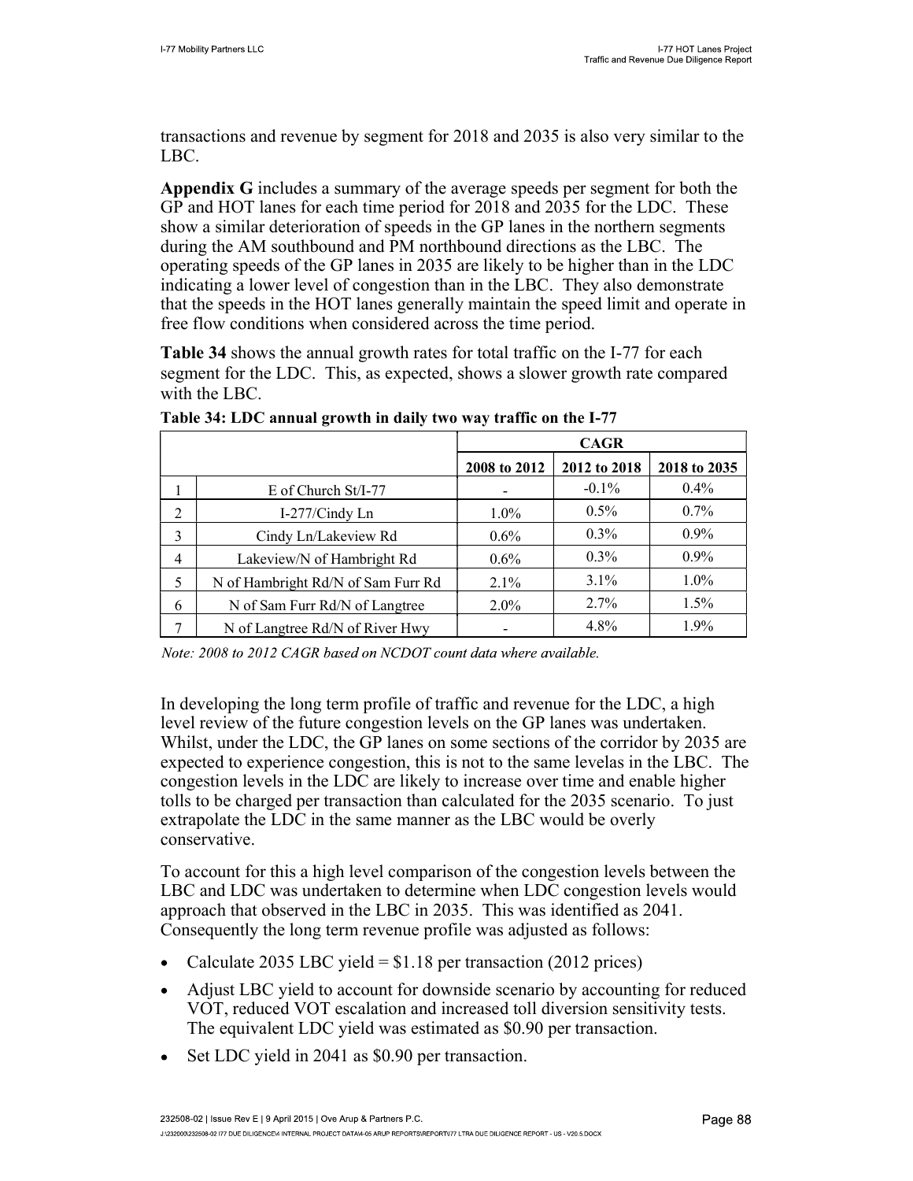transactions and revenue by segment for 2018 and 2035 is also very similar to the LBC.

**Appendix G** includes a summary of the average speeds per segment for both the GP and HOT lanes for each time period for 2018 and 2035 for the LDC. These show a similar deterioration of speeds in the GP lanes in the northern segments during the AM southbound and PM northbound directions as the LBC. The operating speeds of the GP lanes in 2035 are likely to be higher than in the LDC indicating a lower level of congestion than in the LBC. They also demonstrate that the speeds in the HOT lanes generally maintain the speed limit and operate in free flow conditions when considered across the time period.

**Table 34** shows the annual growth rates for total traffic on the I-77 for each segment for the LDC. This, as expected, shows a slower growth rate compared with the LBC.

**Table 34: LDC annual growth in daily two way traffic on the I-77**

| | | CAGR | | |
|---|---|---|---|---|
| | | 2008 to 2012 | 2012 to 2018 | 2018 to 2035 |
| 1 | E of Church St/I-77 | - | -0.1% | 0.4% |
| 2 | I-277/Cindy Ln | 1.0% | 0.5% | 0.7% |
| 3 | Cindy Ln/Lakeview Rd | 0.6% | 0.3% | 0.9% |
| 4 | Lakeview/N of Hambright Rd | 0.6% | 0.3% | 0.9% |
| 5 | N of Hambright Rd/N of Sam Furr Rd | 2.1% | 3.1% | 1.0% |
| 6 | N of Sam Furr Rd/N of Langtree | 2.0% | 2.7% | 1.5% |
| 7 | N of Langtree Rd/N of River Hwy | - | 4.8% | 1.9% |

*Note: 2008 to 2012 CAGR based on NCDOT count data where available.*

In developing the long term profile of traffic and revenue for the LDC, a high level review of the future congestion levels on the GP lanes was undertaken. Whilst, under the LDC, the GP lanes on some sections of the corridor by 2035 are expected to experience congestion, this is not to the same levelas in the LBC. The congestion levels in the LDC are likely to increase over time and enable higher tolls to be charged per transaction than calculated for the 2035 scenario. To just extrapolate the LDC in the same manner as the LBC would be overly conservative.

To account for this a high level comparison of the congestion levels between the LBC and LDC was undertaken to determine when LDC congestion levels would approach that observed in the LBC in 2035. This was identified as 2041. Consequently the long term revenue profile was adjusted as follows:

- Calculate 2035 LBC yield = $1.18 per transaction (2012 prices)
- Adjust LBC yield to account for downside scenario by accounting for reduced VOT, reduced VOT escalation and increased toll diversion sensitivity tests. The equivalent LDC yield was estimated as $0.90 per transaction.
- Set LDC yield in 2041 as $0.90 per transaction.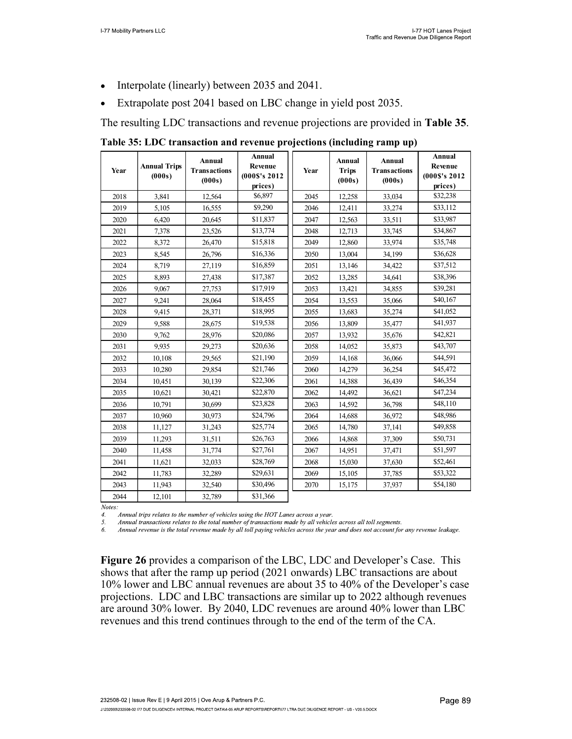- Interpolate (linearly) between 2035 and 2041.
- Extrapolate post 2041 based on LBC change in yield post 2035.

The resulting LDC transactions and revenue projections are provided in **Table 35**.

**Table 35: LDC transaction and revenue projections (including ramp up)**

| Year | Annual Trips (000s) | Annual Transactions (000s) | Annual Revenue (000$'s 2012 prices) | Year | Annual Trips (000s) | Annual Transactions (000s) | Annual Revenue (000$'s 2012 prices) |
|---|---|---|---|---|---|---|---|
| 2018 | 3,841 | 12,564 | $6,897 | 2045 | 12,258 | 33,034 | $32,238 |
| 2019 | 5,105 | 16,555 | $9,290 | 2046 | 12,411 | 33,274 | $33,112 |
| 2020 | 6,420 | 20,645 | $11,837 | 2047 | 12,563 | 33,511 | $33,987 |
| 2021 | 7,378 | 23,526 | $13,774 | 2048 | 12,713 | 33,745 | $34,867 |
| 2022 | 8,372 | 26,470 | $15,818 | 2049 | 12,860 | 33,974 | $35,748 |
| 2023 | 8,545 | 26,796 | $16,336 | 2050 | 13,004 | 34,199 | $36,628 |
| 2024 | 8,719 | 27,119 | $16,859 | 2051 | 13,146 | 34,422 | $37,512 |
| 2025 | 8,893 | 27,438 | $17,387 | 2052 | 13,285 | 34,641 | $38,396 |
| 2026 | 9,067 | 27,753 | $17,919 | 2053 | 13,421 | 34,855 | $39,281 |
| 2027 | 9,241 | 28,064 | $18,455 | 2054 | 13,553 | 35,066 | $40,167 |
| 2028 | 9,415 | 28,371 | $18,995 | 2055 | 13,683 | 35,274 | $41,052 |
| 2029 | 9,588 | 28,675 | $19,538 | 2056 | 13,809 | 35,477 | $41,937 |
| 2030 | 9,762 | 28,976 | $20,086 | 2057 | 13,932 | 35,676 | $42,821 |
| 2031 | 9,935 | 29,273 | $20,636 | 2058 | 14,052 | 35,873 | $43,707 |
| 2032 | 10,108 | 29,565 | $21,190 | 2059 | 14,168 | 36,066 | $44,591 |
| 2033 | 10,280 | 29,854 | $21,746 | 2060 | 14,279 | 36,254 | $45,472 |
| 2034 | 10,451 | 30,139 | $22,306 | 2061 | 14,388 | 36,439 | $46,354 |
| 2035 | 10,621 | 30,421 | $22,870 | 2062 | 14,492 | 36,621 | $47,234 |
| 2036 | 10,791 | 30,699 | $23,828 | 2063 | 14,592 | 36,798 | $48,110 |
| 2037 | 10,960 | 30,973 | $24,796 | 2064 | 14,688 | 36,972 | $48,986 |
| 2038 | 11,127 | 31,243 | $25,774 | 2065 | 14,780 | 37,141 | $49,858 |
| 2039 | 11,293 | 31,511 | $26,763 | 2066 | 14,868 | 37,309 | $50,731 |
| 2040 | 11,458 | 31,774 | $27,761 | 2067 | 14,951 | 37,471 | $51,597 |
| 2041 | 11,621 | 32,033 | $28,769 | 2068 | 15,030 | 37,630 | $52,461 |
| 2042 | 11,783 | 32,289 | $29,631 | 2069 | 15,105 | 37,785 | $53,322 |
| 2043 | 11,943 | 32,540 | $30,496 | 2070 | 15,175 | 37,937 | $54,180 |
| 2044 | 12,101 | 32,789 | $31,366 | | | | |

*Notes:*

*4. Annual trips relates to the number of vehicles using the HOT Lanes across a year.*

*5. Annual transactions relates to the total number of transactions made by all vehicles across all toll segments.*

*6. Annual revenue is the total revenue made by all toll paying vehicles across the year and does not account for any revenue leakage.*

**Figure 26** provides a comparison of the LBC, LDC and Developer's Case. This shows that after the ramp up period (2021 onwards) LBC transactions are about 10% lower and LBC annual revenues are about 35 to 40% of the Developer's case projections. LDC and LBC transactions are similar up to 2022 although revenues are around 30% lower. By 2040, LDC revenues are around 40% lower than LBC revenues and this trend continues through to the end of the term of the CA.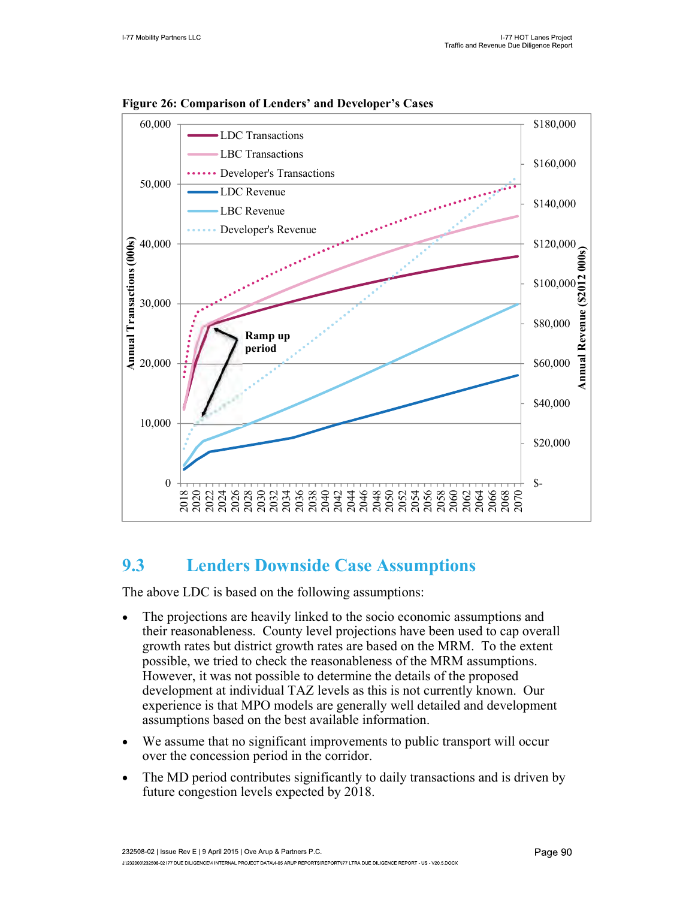**Figure 26: Comparison of Lenders' and Developer's Cases**

## 9.3 Lenders Downside Case Assumptions

The above LDC is based on the following assumptions:

- The projections are heavily linked to the socio economic assumptions and their reasonableness. County level projections have been used to cap overall growth rates but district growth rates are based on the MRM. To the extent possible, we tried to check the reasonableness of the MRM assumptions. However, it was not possible to determine the details of the proposed development at individual TAZ levels as this is not currently known. Our experience is that MPO models are generally well detailed and development assumptions based on the best available information.
- We assume that no significant improvements to public transport will occur over the concession period in the corridor.
- The MD period contributes significantly to daily transactions and is driven by future congestion levels expected by 2018.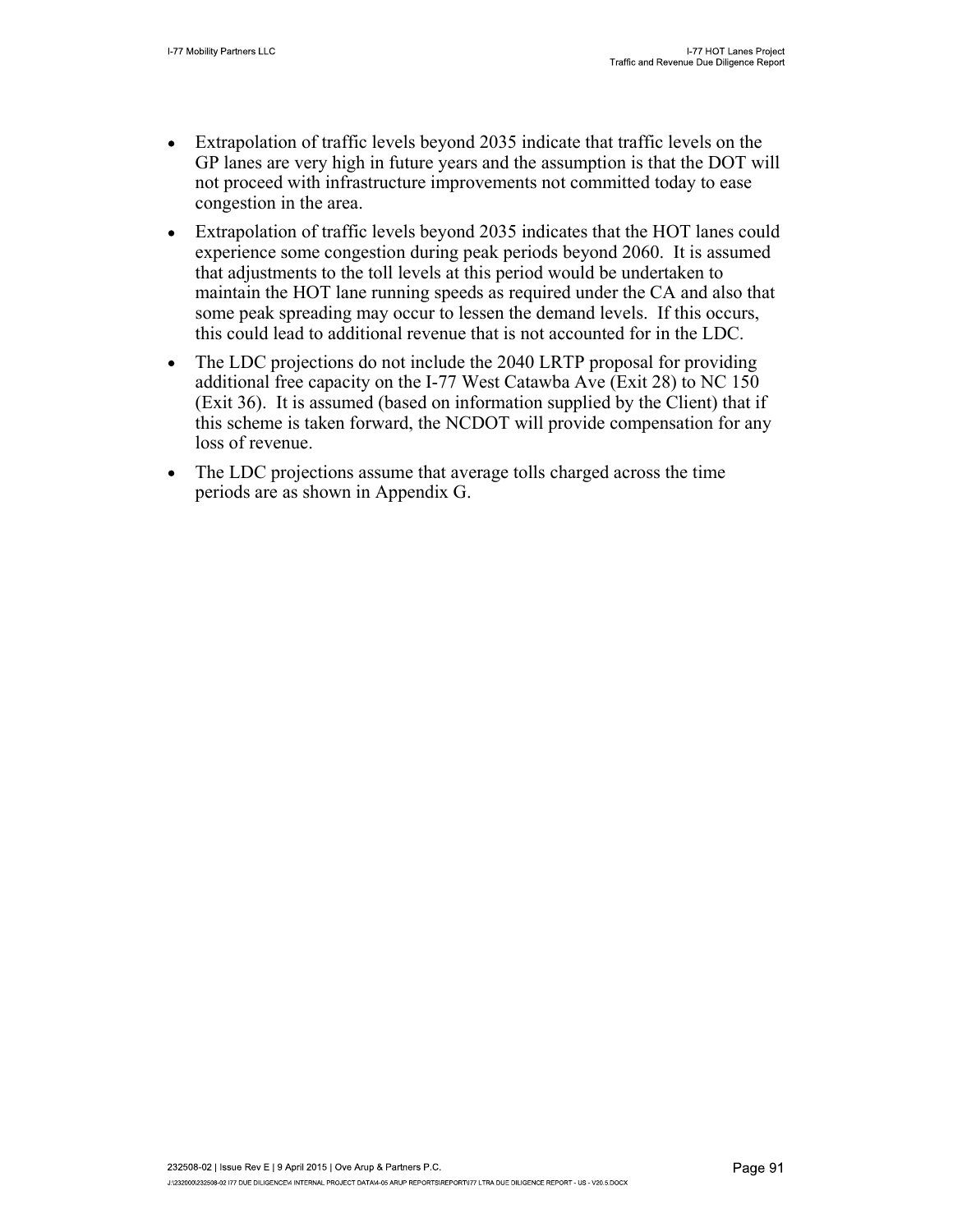- Extrapolation of traffic levels beyond 2035 indicate that traffic levels on the GP lanes are very high in future years and the assumption is that the DOT will not proceed with infrastructure improvements not committed today to ease congestion in the area.
- Extrapolation of traffic levels beyond 2035 indicates that the HOT lanes could experience some congestion during peak periods beyond 2060. It is assumed that adjustments to the toll levels at this period would be undertaken to maintain the HOT lane running speeds as required under the CA and also that some peak spreading may occur to lessen the demand levels. If this occurs, this could lead to additional revenue that is not accounted for in the LDC.
- The LDC projections do not include the 2040 LRTP proposal for providing additional free capacity on the I-77 West Catawba Ave (Exit 28) to NC 150 (Exit 36). It is assumed (based on information supplied by the Client) that if this scheme is taken forward, the NCDOT will provide compensation for any loss of revenue.
- The LDC projections assume that average tolls charged across the time periods are as shown in Appendix G.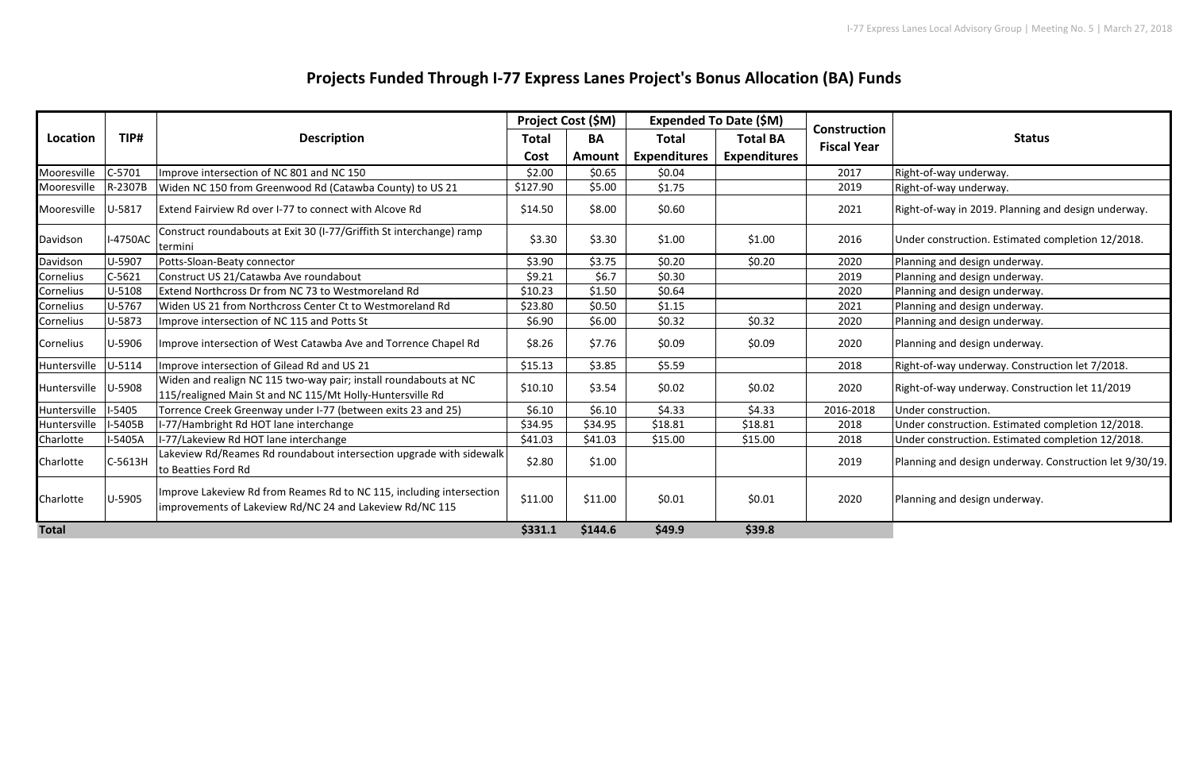# Projects Funded Through I-77 Express Lanes Project's Bonus Allocation (BA) Funds

| Location | TIP# | Description | Project Cost ($M) | | Expended To Date ($M) | | Construction Fiscal Year | Status |
|---|---|---|---|---|---|---|---|---|
| | | | Total Cost | BA Amount | Total Expenditures | Total BA Expenditures | | |
| Mooresville | C-5701 | Improve intersection of NC 801 and NC 150 | $2.00 | $0.65 | $0.04 | | 2017 | Right-of-way underway. |
| Mooresville | R-2307B | Widen NC 150 from Greenwood Rd (Catawba County) to US 21 | $127.90 | $5.00 | $1.75 | | 2019 | Right-of-way underway. |
| Mooresville | U-5817 | Extend Fairview Rd over I-77 to connect with Alcove Rd | $14.50 | $8.00 | $0.60 | | 2021 | Right-of-way in 2019. Planning and design underway. |
| Davidson | I-4750AC | Construct roundabouts at Exit 30 (I-77/Griffith St interchange) ramp termini | $3.30 | $3.30 | $1.00 | $1.00 | 2016 | Under construction. Estimated completion 12/2018. |
| Davidson | U-5907 | Potts-Sloan-Beaty connector | $3.90 | $3.75 | $0.20 | $0.20 | 2020 | Planning and design underway. |
| Cornelius | C-5621 | Construct US 21/Catawba Ave roundabout | $9.21 | $6.7 | $0.30 | | 2019 | Planning and design underway. |
| Cornelius | U-5108 | Extend Northcross Dr from NC 73 to Westmoreland Rd | $10.23 | $1.50 | $0.64 | | 2020 | Planning and design underway. |
| Cornelius | U-5767 | Widen US 21 from Northcross Center Ct to Westmoreland Rd | $23.80 | $0.50 | $1.15 | | 2021 | Planning and design underway. |
| Cornelius | U-5873 | Improve intersection of NC 115 and Potts St | $6.90 | $6.00 | $0.32 | $0.32 | 2020 | Planning and design underway. |
| Cornelius | U-5906 | Improve intersection of West Catawba Ave and Torrence Chapel Rd | $8.26 | $7.76 | $0.09 | $0.09 | 2020 | Planning and design underway. |
| Huntersville | U-5114 | Improve intersection of Gilead Rd and US 21 | $15.13 | $3.85 | $5.59 | | 2018 | Right-of-way underway. Construction let 7/2018. |
| Huntersville | U-5908 | Widen and realign NC 115 two-way pair; install roundabouts at NC 115/realigned Main St and NC 115/Mt Holly-Huntersville Rd | $10.10 | $3.54 | $0.02 | $0.02 | 2020 | Right-of-way underway. Construction let 11/2019 |
| Huntersville | I-5405 | Torrence Creek Greenway under I-77 (between exits 23 and 25) | $6.10 | $6.10 | $4.33 | $4.33 | 2016-2018 | Under construction. |
| Huntersville | I-5405B | I-77/Hambright Rd HOT lane interchange | $34.95 | $34.95 | $18.81 | $18.81 | 2018 | Under construction. Estimated completion 12/2018. |
| Charlotte | I-5405A | I-77/Lakeview Rd HOT lane interchange | $41.03 | $41.03 | $15.00 | $15.00 | 2018 | Under construction. Estimated completion 12/2018. |
| Charlotte | C-5613H | Lakeview Rd/Reames Rd roundabout intersection upgrade with sidewalk to Beatties Ford Rd | $2.80 | $1.00 | | | 2019 | Planning and design underway. Construction let 9/30/19. |
| Charlotte | U-5905 | Improve Lakeview Rd from Reames Rd to NC 115, including intersection improvements of Lakeview Rd/NC 24 and Lakeview Rd/NC 115 | $11.00 | $11.00 | $0.01 | $0.01 | 2020 | Planning and design underway. |
| **Total** | | | **$331.1** | **$144.6** | **$49.9** | **$39.8** | | |